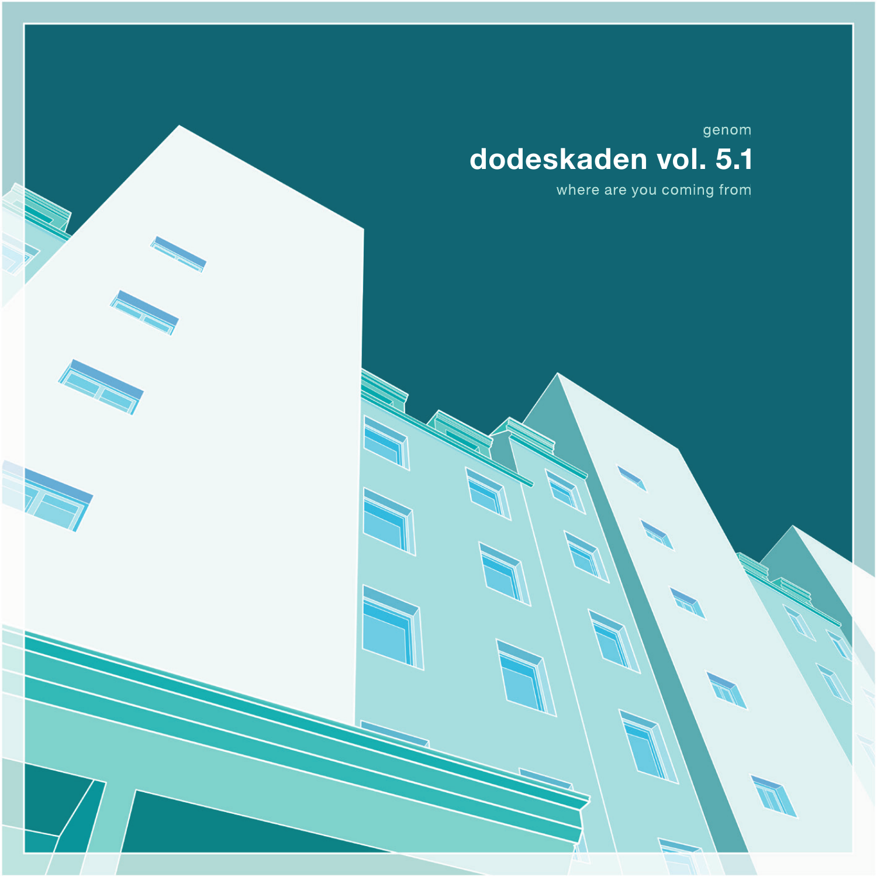genom

# dodeskaden vol. 5.1

where are you coming from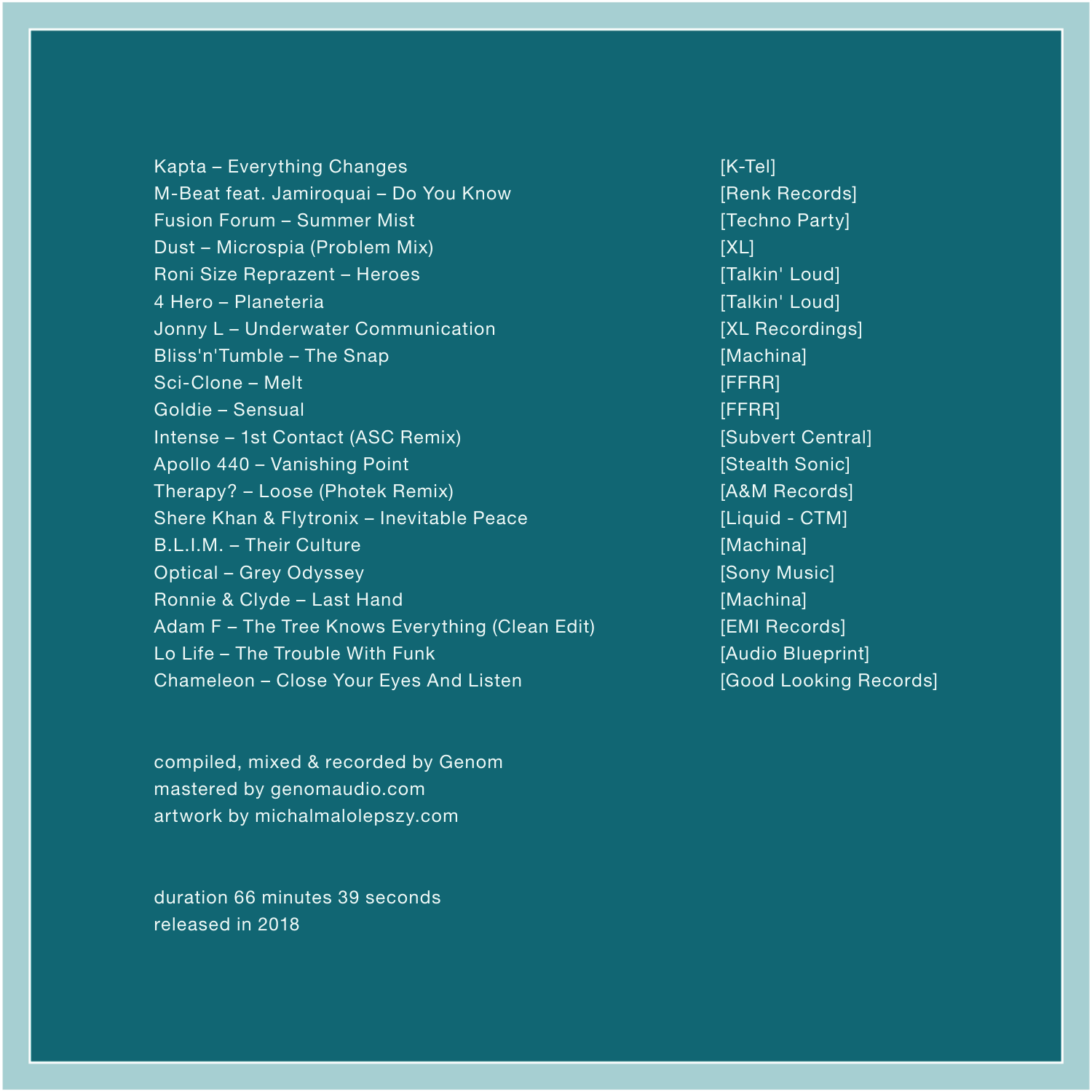| Track | Label |
|---|---|
| Kapta – Everything Changes | [K-Tel] |
| M-Beat feat. Jamiroquai – Do You Know | [Renk Records] |
| Fusion Forum – Summer Mist | [Techno Party] |
| Dust – Microspia (Problem Mix) | [XL] |
| Roni Size Reprazent – Heroes | [Talkin' Loud] |
| 4 Hero – Planeteria | [Talkin' Loud] |
| Jonny L – Underwater Communication | [XL Recordings] |
| Bliss'n'Tumble – The Snap | [Machina] |
| Sci-Clone – Melt | [FFRR] |
| Goldie – Sensual | [FFRR] |
| Intense – 1st Contact (ASC Remix) | [Subvert Central] |
| Apollo 440 – Vanishing Point | [Stealth Sonic] |
| Therapy? – Loose (Photek Remix) | [A&M Records] |
| Shere Khan & Flytronix – Inevitable Peace | [Liquid - CTM] |
| B.L.I.M. – Their Culture | [Machina] |
| Optical – Grey Odyssey | [Sony Music] |
| Ronnie & Clyde – Last Hand | [Machina] |
| Adam F – The Tree Knows Everything (Clean Edit) | [EMI Records] |
| Lo Life – The Trouble With Funk | [Audio Blueprint] |
| Chameleon – Close Your Eyes And Listen | [Good Looking Records] |

compiled, mixed & recorded by Genom
mastered by genomaudio.com
artwork by michalmalolepszy.com

duration 66 minutes 39 seconds
released in 2018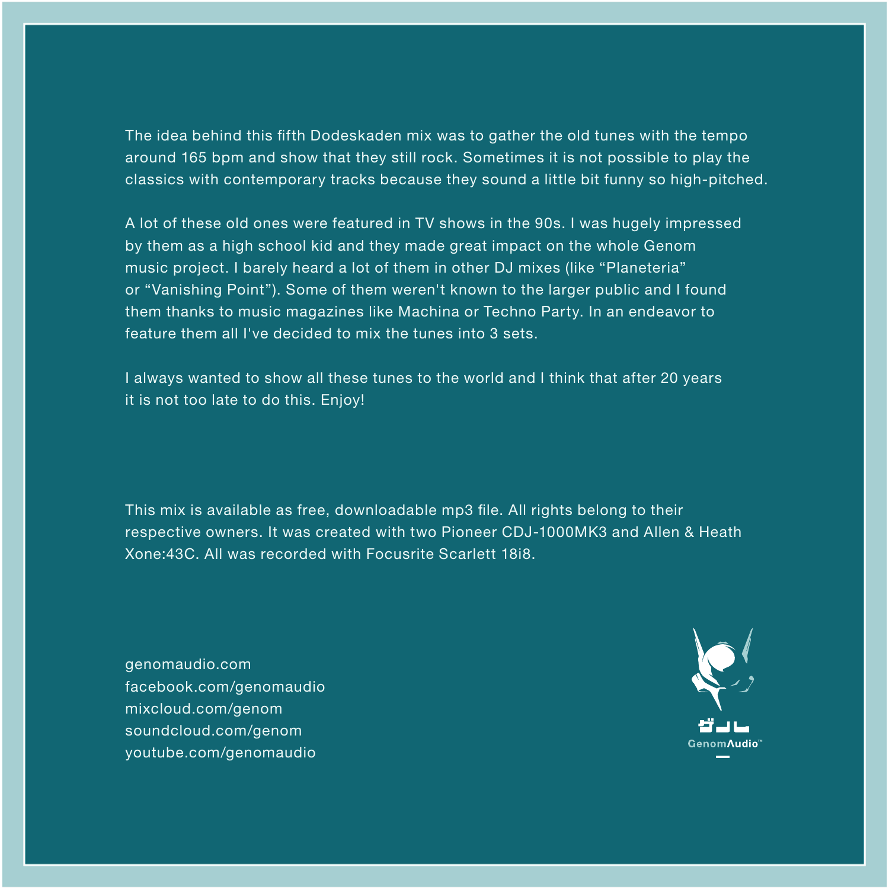The idea behind this fifth Dodeskaden mix was to gather the old tunes with the tempo around 165 bpm and show that they still rock. Sometimes it is not possible to play the classics with contemporary tracks because they sound a little bit funny so high-pitched.

A lot of these old ones were featured in TV shows in the 90s. I was hugely impressed by them as a high school kid and they made great impact on the whole Genom music project. I barely heard a lot of them in other DJ mixes (like “Planeteria” or “Vanishing Point”). Some of them weren't known to the larger public and I found them thanks to music magazines like Machina or Techno Party. In an endeavor to feature them all I've decided to mix the tunes into 3 sets.

I always wanted to show all these tunes to the world and I think that after 20 years it is not too late to do this. Enjoy!

This mix is available as free, downloadable mp3 file. All rights belong to their respective owners. It was created with two Pioneer CDJ-1000MK3 and Allen & Heath Xone:43C. All was recorded with Focusrite Scarlett 18i8.

genomaudio.com
facebook.com/genomaudio
mixcloud.com/genom
soundcloud.com/genom
youtube.com/genomaudio

ゲノム
GenomAudio™